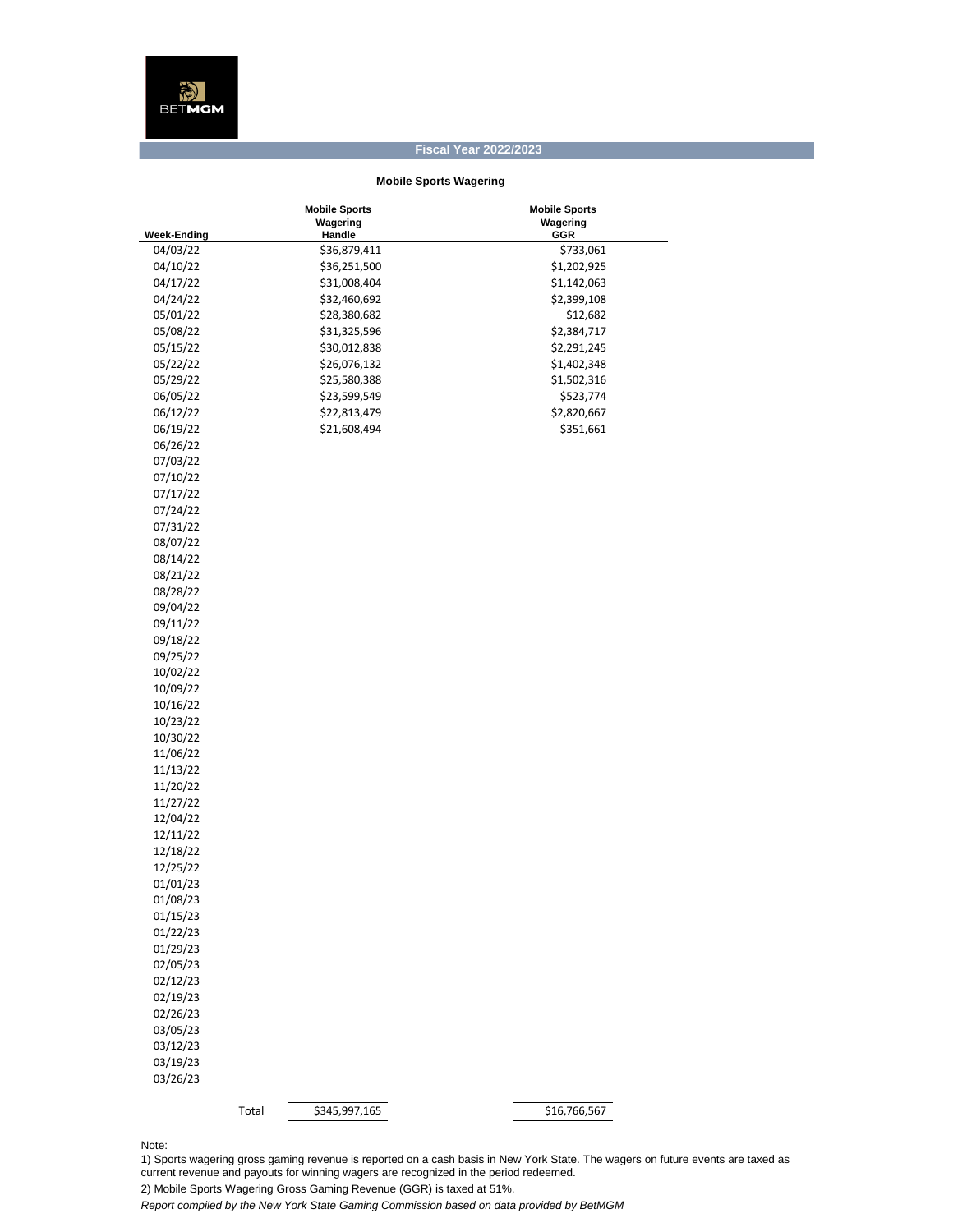BETMGM

## Fiscal Year 2022/2023

### Mobile Sports Wagering

| Week-Ending | Mobile Sports Wagering Handle | Mobile Sports Wagering GGR |
|---|---|---|
| 04/03/22 | $36,879,411 | $733,061 |
| 04/10/22 | $36,251,500 | $1,202,925 |
| 04/17/22 | $31,008,404 | $1,142,063 |
| 04/24/22 | $32,460,692 | $2,399,108 |
| 05/01/22 | $28,380,682 | $12,682 |
| 05/08/22 | $31,325,596 | $2,384,717 |
| 05/15/22 | $30,012,838 | $2,291,245 |
| 05/22/22 | $26,076,132 | $1,402,348 |
| 05/29/22 | $25,580,388 | $1,502,316 |
| 06/05/22 | $23,599,549 | $523,774 |
| 06/12/22 | $22,813,479 | $2,820,667 |
| 06/19/22 | $21,608,494 | $351,661 |
| 06/26/22 | | |
| 07/03/22 | | |
| 07/10/22 | | |
| 07/17/22 | | |
| 07/24/22 | | |
| 07/31/22 | | |
| 08/07/22 | | |
| 08/14/22 | | |
| 08/21/22 | | |
| 08/28/22 | | |
| 09/04/22 | | |
| 09/11/22 | | |
| 09/18/22 | | |
| 09/25/22 | | |
| 10/02/22 | | |
| 10/09/22 | | |
| 10/16/22 | | |
| 10/23/22 | | |
| 10/30/22 | | |
| 11/06/22 | | |
| 11/13/22 | | |
| 11/20/22 | | |
| 11/27/22 | | |
| 12/04/22 | | |
| 12/11/22 | | |
| 12/18/22 | | |
| 12/25/22 | | |
| 01/01/23 | | |
| 01/08/23 | | |
| 01/15/23 | | |
| 01/22/23 | | |
| 01/29/23 | | |
| 02/05/23 | | |
| 02/12/23 | | |
| 02/19/23 | | |
| 02/26/23 | | |
| 03/05/23 | | |
| 03/12/23 | | |
| 03/19/23 | | |
| 03/26/23 | | |
| Total | $345,997,165 | $16,766,567 |

Note:

1) Sports wagering gross gaming revenue is reported on a cash basis in New York State. The wagers on future events are taxed as current revenue and payouts for winning wagers are recognized in the period redeemed.

2) Mobile Sports Wagering Gross Gaming Revenue (GGR) is taxed at 51%.

*Report compiled by the New York State Gaming Commission based on data provided by BetMGM*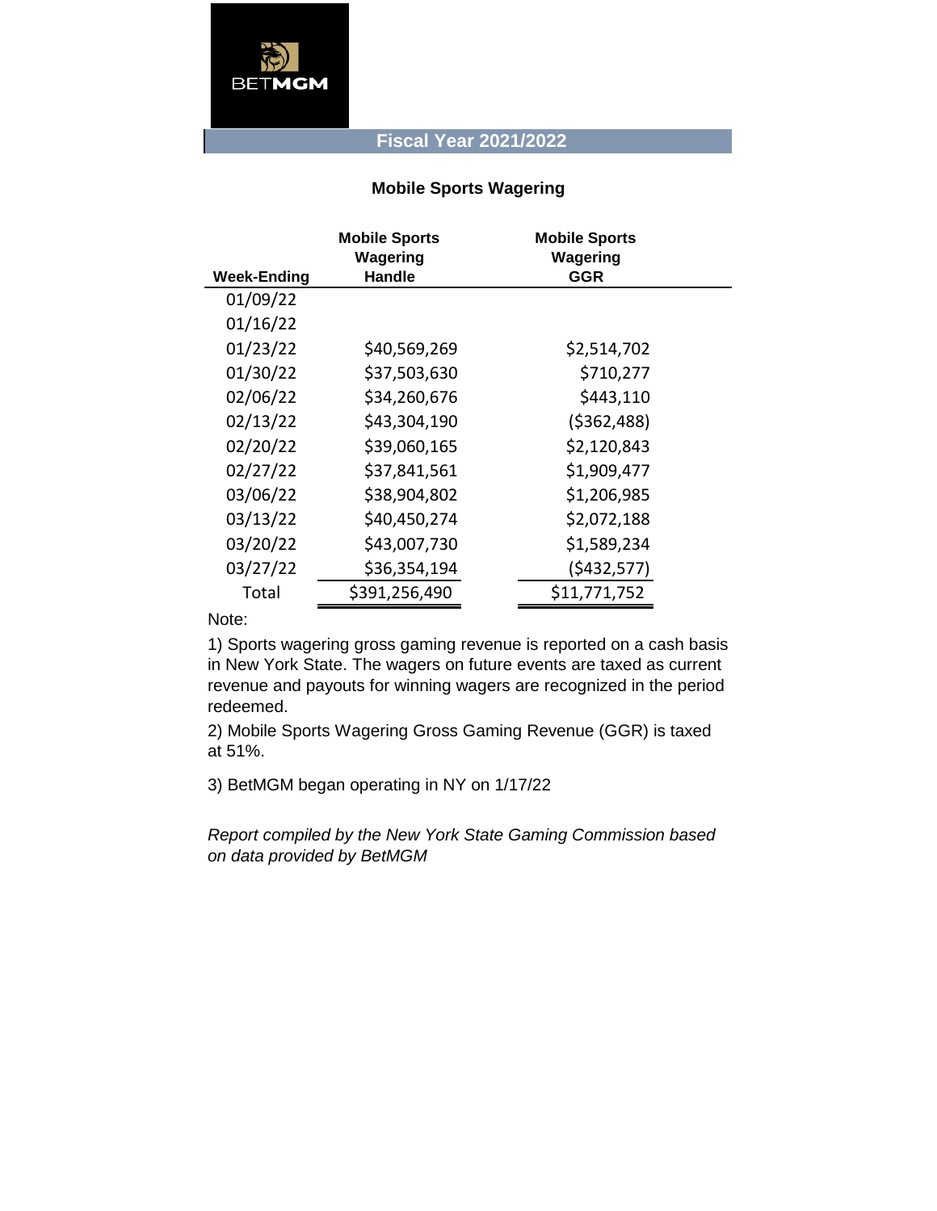BETMGM

## Fiscal Year 2021/2022

### Mobile Sports Wagering

| Week-Ending | Mobile Sports Wagering Handle | Mobile Sports Wagering GGR |
|---|---|---|
| 01/09/22 | | |
| 01/16/22 | | |
| 01/23/22 | $40,569,269 | $2,514,702 |
| 01/30/22 | $37,503,630 | $710,277 |
| 02/06/22 | $34,260,676 | $443,110 |
| 02/13/22 | $43,304,190 | ($362,488) |
| 02/20/22 | $39,060,165 | $2,120,843 |
| 02/27/22 | $37,841,561 | $1,909,477 |
| 03/06/22 | $38,904,802 | $1,206,985 |
| 03/13/22 | $40,450,274 | $2,072,188 |
| 03/20/22 | $43,007,730 | $1,589,234 |
| 03/27/22 | $36,354,194 | ($432,577) |
| Total | $391,256,490 | $11,771,752 |

Note:

1) Sports wagering gross gaming revenue is reported on a cash basis in New York State. The wagers on future events are taxed as current revenue and payouts for winning wagers are recognized in the period redeemed.

2) Mobile Sports Wagering Gross Gaming Revenue (GGR) is taxed at 51%.

3) BetMGM began operating in NY on 1/17/22

*Report compiled by the New York State Gaming Commission based on data provided by BetMGM*